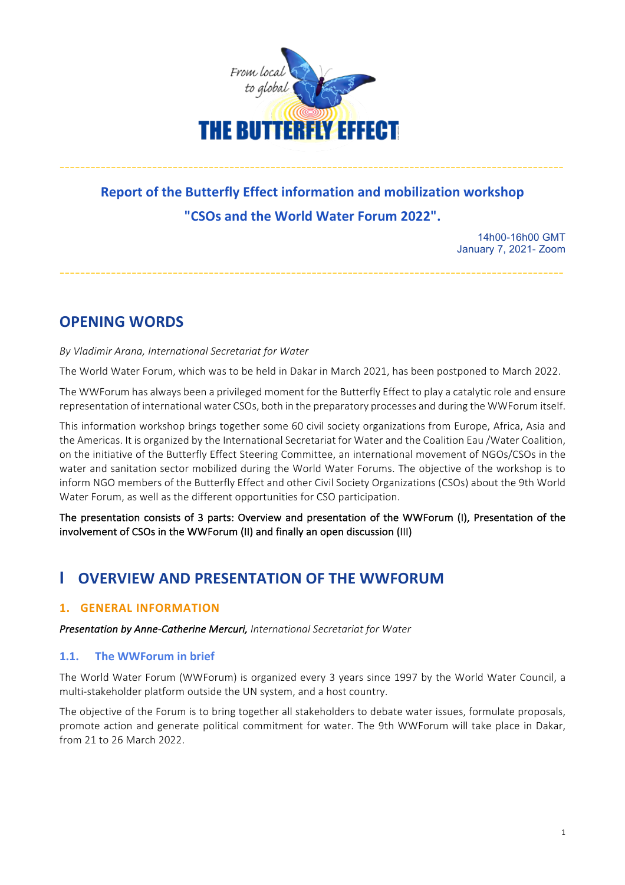From local to global

**THE BUTTERFLY EFFECT**

---

**Report of the Butterfly Effect information and mobilization workshop**

**"CSOs and the World Water Forum 2022".**

14h00-16h00 GMT
January 7, 2021- Zoom

---

## OPENING WORDS

*By Vladimir Arana, International Secretariat for Water*

The World Water Forum, which was to be held in Dakar in March 2021, has been postponed to March 2022.

The WWForum has always been a privileged moment for the Butterfly Effect to play a catalytic role and ensure representation of international water CSOs, both in the preparatory processes and during the WWForum itself.

This information workshop brings together some 60 civil society organizations from Europe, Africa, Asia and the Americas. It is organized by the International Secretariat for Water and the Coalition Eau /Water Coalition, on the initiative of the Butterfly Effect Steering Committee, an international movement of NGOs/CSOs in the water and sanitation sector mobilized during the World Water Forums. The objective of the workshop is to inform NGO members of the Butterfly Effect and other Civil Society Organizations (CSOs) about the 9th World Water Forum, as well as the different opportunities for CSO participation.

The presentation consists of 3 parts: Overview and presentation of the WWForum (I), Presentation of the involvement of CSOs in the WWForum (II) and finally an open discussion (III)

## I OVERVIEW AND PRESENTATION OF THE WWFORUM

### 1. GENERAL INFORMATION

***Presentation by Anne-Catherine Mercuri,*** *International Secretariat for Water*

#### 1.1. The WWForum in brief

The World Water Forum (WWForum) is organized every 3 years since 1997 by the World Water Council, a multi-stakeholder platform outside the UN system, and a host country.

The objective of the Forum is to bring together all stakeholders to debate water issues, formulate proposals, promote action and generate political commitment for water. The 9th WWForum will take place in Dakar, from 21 to 26 March 2022.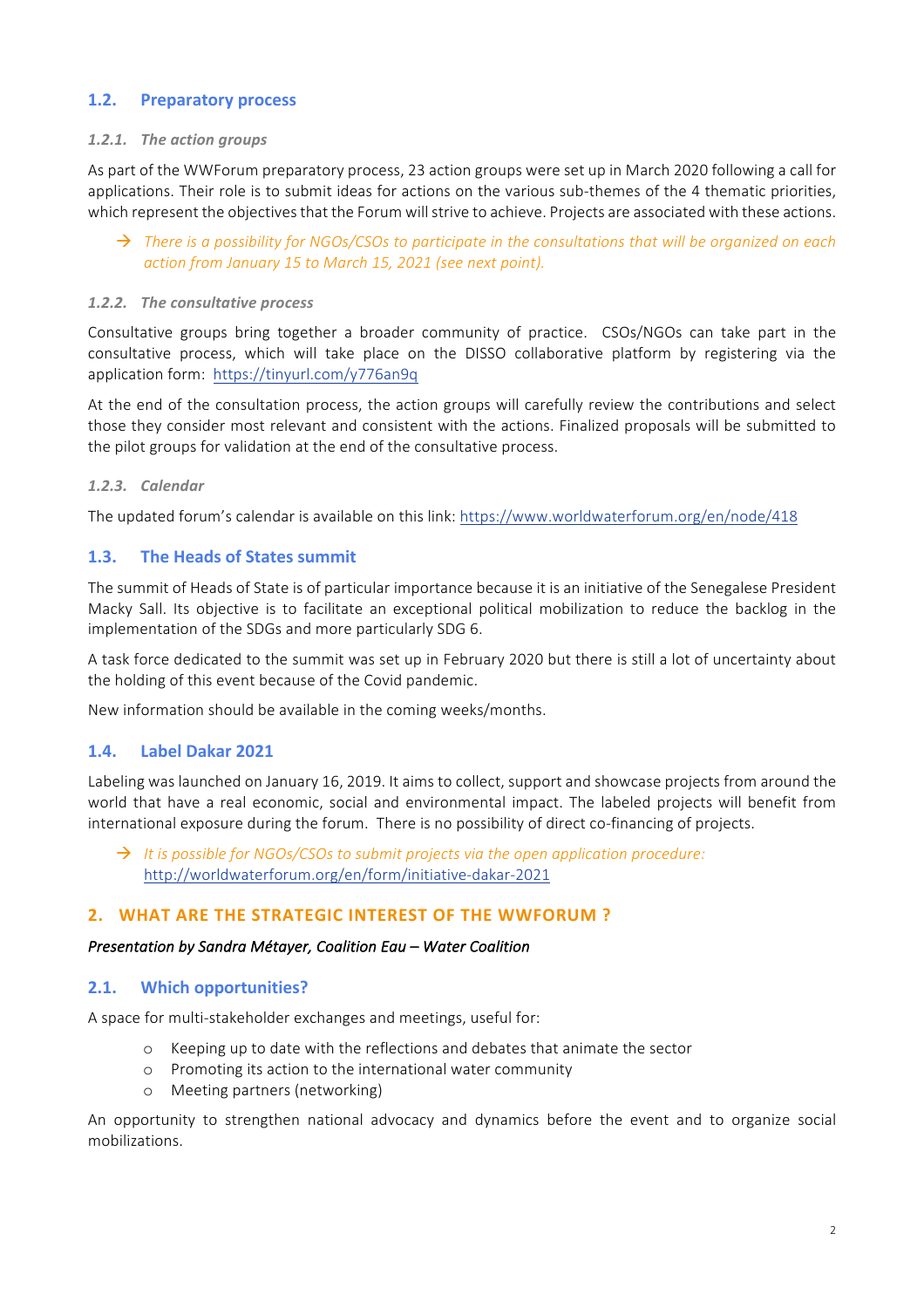## 1.2. Preparatory process

### *1.2.1. The action groups*

As part of the WWForum preparatory process, 23 action groups were set up in March 2020 following a call for applications. Their role is to submit ideas for actions on the various sub-themes of the 4 thematic priorities, which represent the objectives that the Forum will strive to achieve. Projects are associated with these actions.

→ *There is a possibility for NGOs/CSOs to participate in the consultations that will be organized on each action from January 15 to March 15, 2021 (see next point).*

### *1.2.2. The consultative process*

Consultative groups bring together a broader community of practice. CSOs/NGOs can take part in the consultative process, which will take place on the DISSO collaborative platform by registering via the application form: https://tinyurl.com/y776an9q

At the end of the consultation process, the action groups will carefully review the contributions and select those they consider most relevant and consistent with the actions. Finalized proposals will be submitted to the pilot groups for validation at the end of the consultative process.

### *1.2.3. Calendar*

The updated forum's calendar is available on this link: https://www.worldwaterforum.org/en/node/418

## 1.3. The Heads of States summit

The summit of Heads of State is of particular importance because it is an initiative of the Senegalese President Macky Sall. Its objective is to facilitate an exceptional political mobilization to reduce the backlog in the implementation of the SDGs and more particularly SDG 6.

A task force dedicated to the summit was set up in February 2020 but there is still a lot of uncertainty about the holding of this event because of the Covid pandemic.

New information should be available in the coming weeks/months.

## 1.4. Label Dakar 2021

Labeling was launched on January 16, 2019. It aims to collect, support and showcase projects from around the world that have a real economic, social and environmental impact. The labeled projects will benefit from international exposure during the forum. There is no possibility of direct co-financing of projects.

→ *It is possible for NGOs/CSOs to submit projects via the open application procedure:* http://worldwaterforum.org/en/form/initiative-dakar-2021

# 2. WHAT ARE THE STRATEGIC INTEREST OF THE WWFORUM ?

*Presentation by Sandra Métayer, Coalition Eau – Water Coalition*

## 2.1. Which opportunities?

A space for multi-stakeholder exchanges and meetings, useful for:

- Keeping up to date with the reflections and debates that animate the sector
- Promoting its action to the international water community
- Meeting partners (networking)

An opportunity to strengthen national advocacy and dynamics before the event and to organize social mobilizations.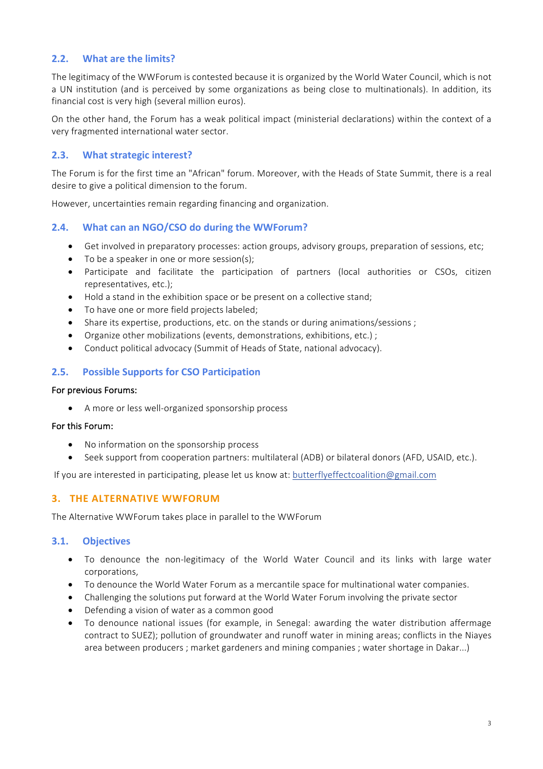### 2.2. What are the limits?

The legitimacy of the WWForum is contested because it is organized by the World Water Council, which is not a UN institution (and is perceived by some organizations as being close to multinationals). In addition, its financial cost is very high (several million euros).

On the other hand, the Forum has a weak political impact (ministerial declarations) within the context of a very fragmented international water sector.

### 2.3. What strategic interest?

The Forum is for the first time an "African" forum. Moreover, with the Heads of State Summit, there is a real desire to give a political dimension to the forum.

However, uncertainties remain regarding financing and organization.

### 2.4. What can an NGO/CSO do during the WWForum?

- Get involved in preparatory processes: action groups, advisory groups, preparation of sessions, etc;
- To be a speaker in one or more session(s);
- Participate and facilitate the participation of partners (local authorities or CSOs, citizen representatives, etc.);
- Hold a stand in the exhibition space or be present on a collective stand;
- To have one or more field projects labeled;
- Share its expertise, productions, etc. on the stands or during animations/sessions ;
- Organize other mobilizations (events, demonstrations, exhibitions, etc.) ;
- Conduct political advocacy (Summit of Heads of State, national advocacy).

### 2.5. Possible Supports for CSO Participation

For previous Forums:

- A more or less well-organized sponsorship process

For this Forum:

- No information on the sponsorship process
- Seek support from cooperation partners: multilateral (ADB) or bilateral donors (AFD, USAID, etc.).

If you are interested in participating, please let us know at: butterflyeffectcoalition@gmail.com

## 3. THE ALTERNATIVE WWFORUM

The Alternative WWForum takes place in parallel to the WWForum

### 3.1. Objectives

- To denounce the non-legitimacy of the World Water Council and its links with large water corporations,
- To denounce the World Water Forum as a mercantile space for multinational water companies.
- Challenging the solutions put forward at the World Water Forum involving the private sector
- Defending a vision of water as a common good
- To denounce national issues (for example, in Senegal: awarding the water distribution affermage contract to SUEZ); pollution of groundwater and runoff water in mining areas; conflicts in the Niayes area between producers ; market gardeners and mining companies ; water shortage in Dakar...)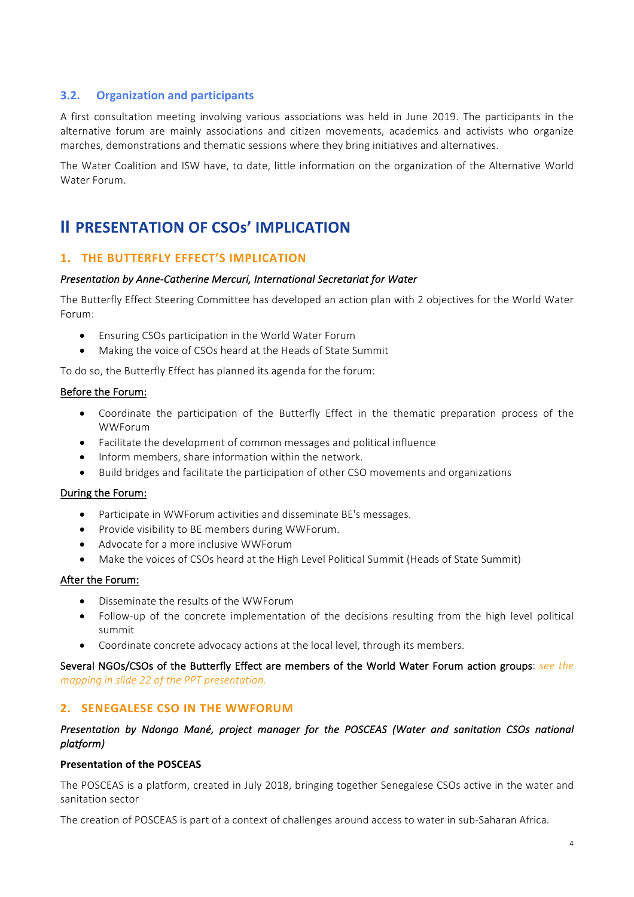### 3.2. Organization and participants

A first consultation meeting involving various associations was held in June 2019. The participants in the alternative forum are mainly associations and citizen movements, academics and activists who organize marches, demonstrations and thematic sessions where they bring initiatives and alternatives.

The Water Coalition and ISW have, to date, little information on the organization of the Alternative World Water Forum.

# II PRESENTATION OF CSOs' IMPLICATION

## 1. THE BUTTERFLY EFFECT'S IMPLICATION

***Presentation by Anne-Catherine Mercuri, International Secretariat for Water***

The Butterfly Effect Steering Committee has developed an action plan with 2 objectives for the World Water Forum:

- Ensuring CSOs participation in the World Water Forum
- Making the voice of CSOs heard at the Heads of State Summit

To do so, the Butterfly Effect has planned its agenda for the forum:

<u>Before the Forum:</u>

- Coordinate the participation of the Butterfly Effect in the thematic preparation process of the WWForum
- Facilitate the development of common messages and political influence
- Inform members, share information within the network.
- Build bridges and facilitate the participation of other CSO movements and organizations

<u>During the Forum:</u>

- Participate in WWForum activities and disseminate BE's messages.
- Provide visibility to BE members during WWForum.
- Advocate for a more inclusive WWForum
- Make the voices of CSOs heard at the High Level Political Summit (Heads of State Summit)

<u>After the Forum:</u>

- Disseminate the results of the WWForum
- Follow-up of the concrete implementation of the decisions resulting from the high level political summit
- Coordinate concrete advocacy actions at the local level, through its members.

**Several NGOs/CSOs of the Butterfly Effect are members of the World Water Forum action groups**: *see the mapping in slide 22 of the PPT presentation.*

## 2. SENEGALESE CSO IN THE WWFORUM

***Presentation by Ndongo Mané, project manager for the POSCEAS (Water and sanitation CSOs national platform)***

**Presentation of the POSCEAS**

The POSCEAS is a platform, created in July 2018, bringing together Senegalese CSOs active in the water and sanitation sector

The creation of POSCEAS is part of a context of challenges around access to water in sub-Saharan Africa.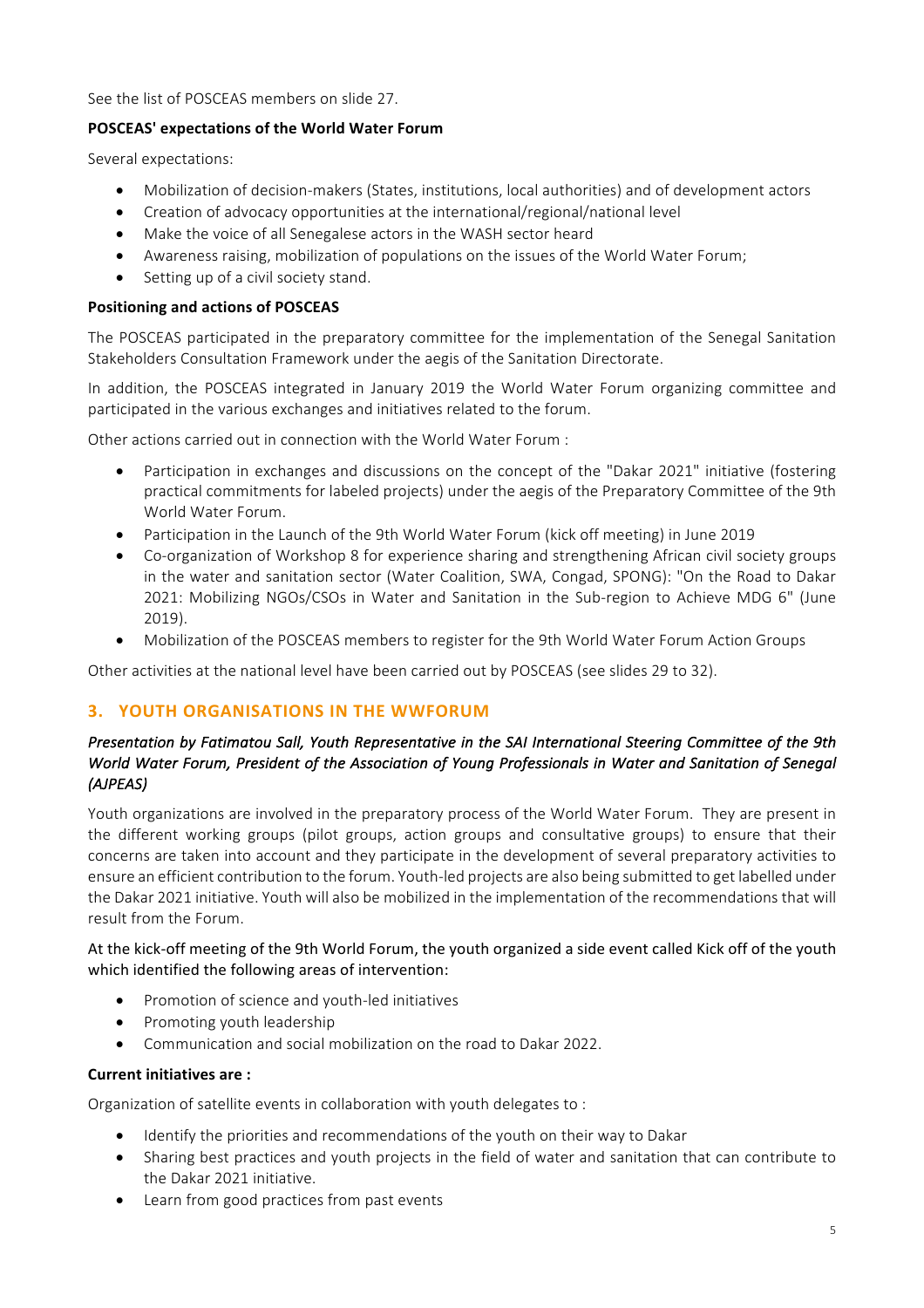See the list of POSCEAS members on slide 27.

**POSCEAS' expectations of the World Water Forum**

Several expectations:

- Mobilization of decision-makers (States, institutions, local authorities) and of development actors
- Creation of advocacy opportunities at the international/regional/national level
- Make the voice of all Senegalese actors in the WASH sector heard
- Awareness raising, mobilization of populations on the issues of the World Water Forum;
- Setting up of a civil society stand.

**Positioning and actions of POSCEAS**

The POSCEAS participated in the preparatory committee for the implementation of the Senegal Sanitation Stakeholders Consultation Framework under the aegis of the Sanitation Directorate.

In addition, the POSCEAS integrated in January 2019 the World Water Forum organizing committee and participated in the various exchanges and initiatives related to the forum.

Other actions carried out in connection with the World Water Forum :

- Participation in exchanges and discussions on the concept of the "Dakar 2021" initiative (fostering practical commitments for labeled projects) under the aegis of the Preparatory Committee of the 9th World Water Forum.
- Participation in the Launch of the 9th World Water Forum (kick off meeting) in June 2019
- Co-organization of Workshop 8 for experience sharing and strengthening African civil society groups in the water and sanitation sector (Water Coalition, SWA, Congad, SPONG): "On the Road to Dakar 2021: Mobilizing NGOs/CSOs in Water and Sanitation in the Sub-region to Achieve MDG 6" (June 2019).
- Mobilization of the POSCEAS members to register for the 9th World Water Forum Action Groups

Other activities at the national level have been carried out by POSCEAS (see slides 29 to 32).

## 3. YOUTH ORGANISATIONS IN THE WWFORUM

***Presentation by Fatimatou Sall, Youth Representative in the SAI International Steering Committee of the 9th World Water Forum, President of the Association of Young Professionals in Water and Sanitation of Senegal (AJPEAS)***

Youth organizations are involved in the preparatory process of the World Water Forum. They are present in the different working groups (pilot groups, action groups and consultative groups) to ensure that their concerns are taken into account and they participate in the development of several preparatory activities to ensure an efficient contribution to the forum. Youth-led projects are also being submitted to get labelled under the Dakar 2021 initiative. Youth will also be mobilized in the implementation of the recommendations that will result from the Forum.

At the kick-off meeting of the 9th World Forum, the youth organized a side event called Kick off of the youth which identified the following areas of intervention:

- Promotion of science and youth-led initiatives
- Promoting youth leadership
- Communication and social mobilization on the road to Dakar 2022.

**Current initiatives are :**

Organization of satellite events in collaboration with youth delegates to :

- Identify the priorities and recommendations of the youth on their way to Dakar
- Sharing best practices and youth projects in the field of water and sanitation that can contribute to the Dakar 2021 initiative.
- Learn from good practices from past events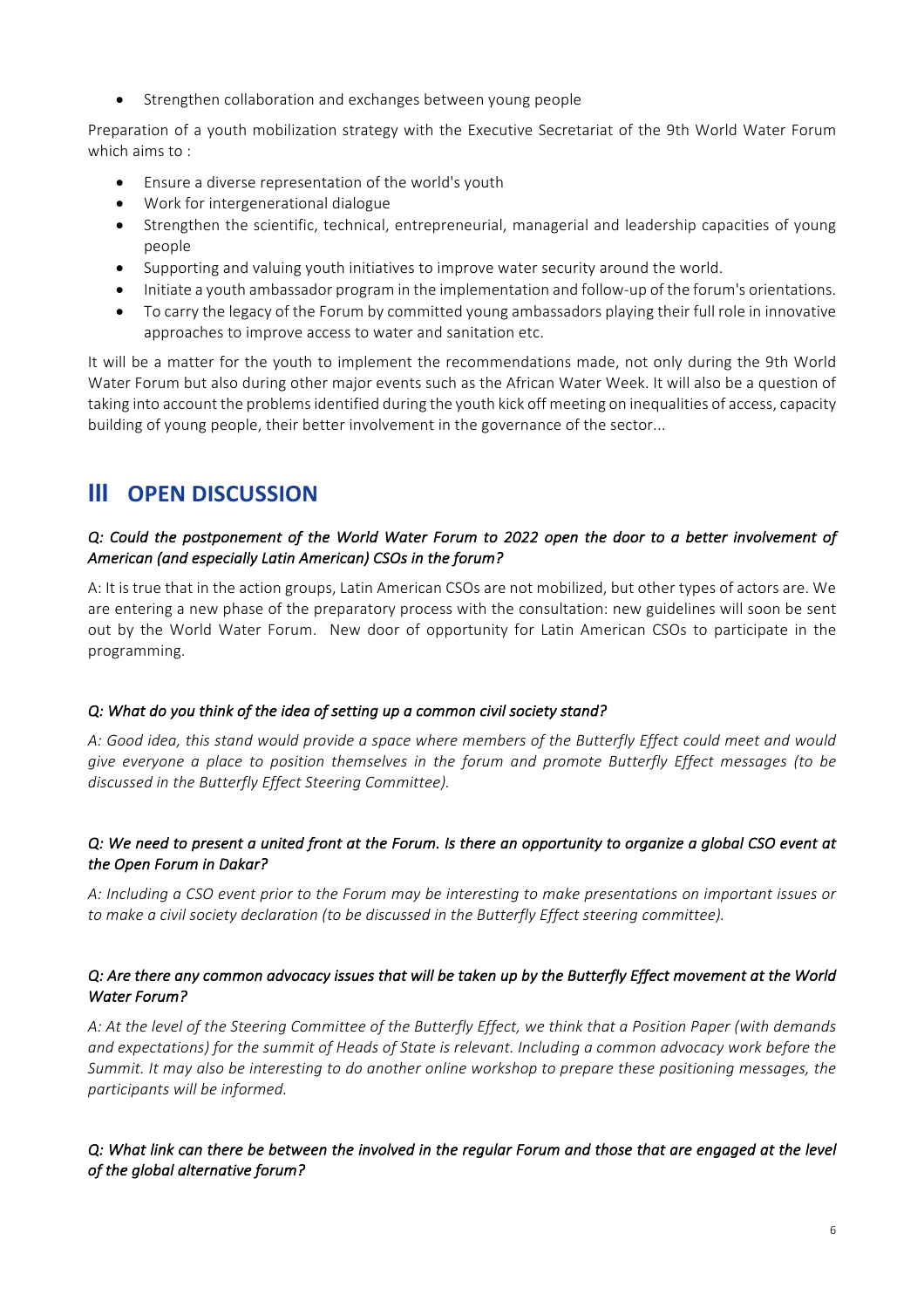- Strengthen collaboration and exchanges between young people

Preparation of a youth mobilization strategy with the Executive Secretariat of the 9th World Water Forum which aims to :

- Ensure a diverse representation of the world's youth
- Work for intergenerational dialogue
- Strengthen the scientific, technical, entrepreneurial, managerial and leadership capacities of young people
- Supporting and valuing youth initiatives to improve water security around the world.
- Initiate a youth ambassador program in the implementation and follow-up of the forum's orientations.
- To carry the legacy of the Forum by committed young ambassadors playing their full role in innovative approaches to improve access to water and sanitation etc.

It will be a matter for the youth to implement the recommendations made, not only during the 9th World Water Forum but also during other major events such as the African Water Week. It will also be a question of taking into account the problems identified during the youth kick off meeting on inequalities of access, capacity building of young people, their better involvement in the governance of the sector...

# III OPEN DISCUSSION

***Q: Could the postponement of the World Water Forum to 2022 open the door to a better involvement of American (and especially Latin American) CSOs in the forum?***

A: It is true that in the action groups, Latin American CSOs are not mobilized, but other types of actors are. We are entering a new phase of the preparatory process with the consultation: new guidelines will soon be sent out by the World Water Forum. New door of opportunity for Latin American CSOs to participate in the programming.

***Q: What do you think of the idea of setting up a common civil society stand?***

*A: Good idea, this stand would provide a space where members of the Butterfly Effect could meet and would give everyone a place to position themselves in the forum and promote Butterfly Effect messages (to be discussed in the Butterfly Effect Steering Committee).*

***Q: We need to present a united front at the Forum. Is there an opportunity to organize a global CSO event at the Open Forum in Dakar?***

*A: Including a CSO event prior to the Forum may be interesting to make presentations on important issues or to make a civil society declaration (to be discussed in the Butterfly Effect steering committee).*

***Q: Are there any common advocacy issues that will be taken up by the Butterfly Effect movement at the World Water Forum?***

*A: At the level of the Steering Committee of the Butterfly Effect, we think that a Position Paper (with demands and expectations) for the summit of Heads of State is relevant. Including a common advocacy work before the Summit. It may also be interesting to do another online workshop to prepare these positioning messages, the participants will be informed.*

***Q: What link can there be between the involved in the regular Forum and those that are engaged at the level of the global alternative forum?***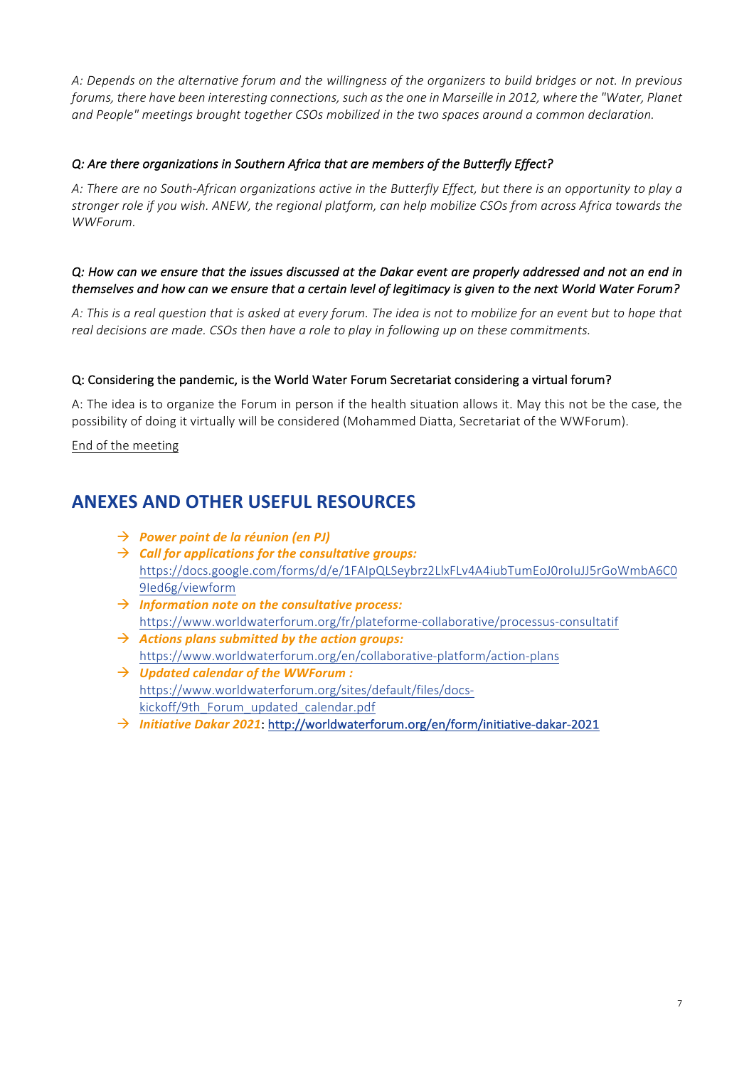*A: Depends on the alternative forum and the willingness of the organizers to build bridges or not. In previous forums, there have been interesting connections, such as the one in Marseille in 2012, where the "Water, Planet and People" meetings brought together CSOs mobilized in the two spaces around a common declaration.*

*Q: Are there organizations in Southern Africa that are members of the Butterfly Effect?*

*A: There are no South-African organizations active in the Butterfly Effect, but there is an opportunity to play a stronger role if you wish. ANEW, the regional platform, can help mobilize CSOs from across Africa towards the WWForum.*

*Q: How can we ensure that the issues discussed at the Dakar event are properly addressed and not an end in themselves and how can we ensure that a certain level of legitimacy is given to the next World Water Forum?*

*A: This is a real question that is asked at every forum. The idea is not to mobilize for an event but to hope that real decisions are made. CSOs then have a role to play in following up on these commitments.*

Q: Considering the pandemic, is the World Water Forum Secretariat considering a virtual forum?

A: The idea is to organize the Forum in person if the health situation allows it. May this not be the case, the possibility of doing it virtually will be considered (Mohammed Diatta, Secretariat of the WWForum).

End of the meeting

## ANEXES AND OTHER USEFUL RESOURCES

- → ***Power point de la réunion (en PJ)***
- → ***Call for applications for the consultative groups:*** https://docs.google.com/forms/d/e/1FAIpQLSeybrz2LlxFLv4A4iubTumEoJ0roIuJJ5rGoWmbA6C09Ied6g/viewform
- → ***Information note on the consultative process:*** https://www.worldwaterforum.org/fr/plateforme-collaborative/processus-consultatif
- → ***Actions plans submitted by the action groups:*** https://www.worldwaterforum.org/en/collaborative-platform/action-plans
- → ***Updated calendar of the WWForum :*** https://www.worldwaterforum.org/sites/default/files/docs-kickoff/9th_Forum_updated_calendar.pdf
- → ***Initiative Dakar 2021***: http://worldwaterforum.org/en/form/initiative-dakar-2021